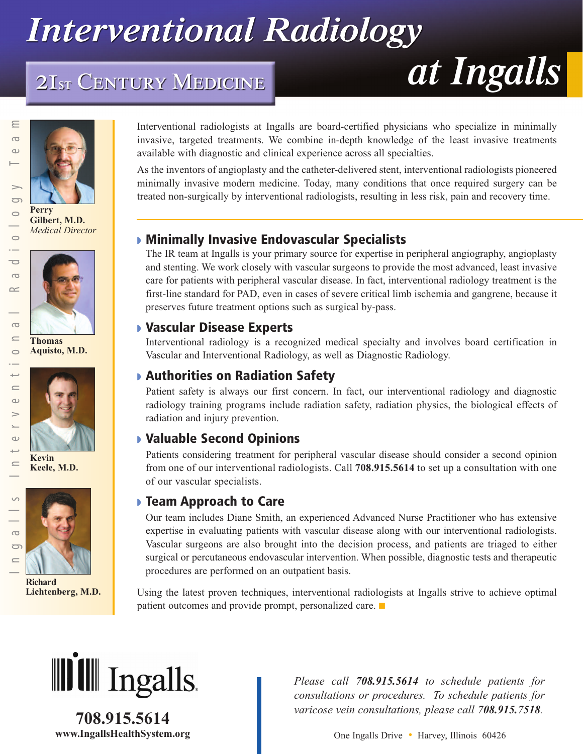# Interventional Radiology at Ingalls

## 21st Century Medicine

Ingalls Interventional Radiology Team

**Perry Gilbert, M.D.**
*Medical Director*

**Thomas Aquisto, M.D.**

**Kevin Keele, M.D.**

**Richard Lichtenberg, M.D.**

Interventional radiologists at Ingalls are board-certified physicians who specialize in minimally invasive, targeted treatments. We combine in-depth knowledge of the least invasive treatments available with diagnostic and clinical experience across all specialties.

As the inventors of angioplasty and the catheter-delivered stent, interventional radiologists pioneered minimally invasive modern medicine. Today, many conditions that once required surgery can be treated non-surgically by interventional radiologists, resulting in less risk, pain and recovery time.

### Minimally Invasive Endovascular Specialists

The IR team at Ingalls is your primary source for expertise in peripheral angiography, angioplasty and stenting. We work closely with vascular surgeons to provide the most advanced, least invasive care for patients with peripheral vascular disease. In fact, interventional radiology treatment is the first-line standard for PAD, even in cases of severe critical limb ischemia and gangrene, because it preserves future treatment options such as surgical by-pass.

### Vascular Disease Experts

Interventional radiology is a recognized medical specialty and involves board certification in Vascular and Interventional Radiology, as well as Diagnostic Radiology.

### Authorities on Radiation Safety

Patient safety is always our first concern. In fact, our interventional radiology and diagnostic radiology training programs include radiation safety, radiation physics, the biological effects of radiation and injury prevention.

### Valuable Second Opinions

Patients considering treatment for peripheral vascular disease should consider a second opinion from one of our interventional radiologists. Call **708.915.5614** to set up a consultation with one of our vascular specialists.

### Team Approach to Care

Our team includes Diane Smith, an experienced Advanced Nurse Practitioner who has extensive expertise in evaluating patients with vascular disease along with our interventional radiologists. Vascular surgeons are also brought into the decision process, and patients are triaged to either surgical or percutaneous endovascular intervention. When possible, diagnostic tests and therapeutic procedures are performed on an outpatient basis.

Using the latest proven techniques, interventional radiologists at Ingalls strive to achieve optimal patient outcomes and provide prompt, personalized care.

Ingalls

**708.915.5614**
**www.IngallsHealthSystem.org**

*Please call **708.915.5614** to schedule patients for consultations or procedures. To schedule patients for varicose vein consultations, please call **708.915.7518**.*

One Ingalls Drive • Harvey, Illinois 60426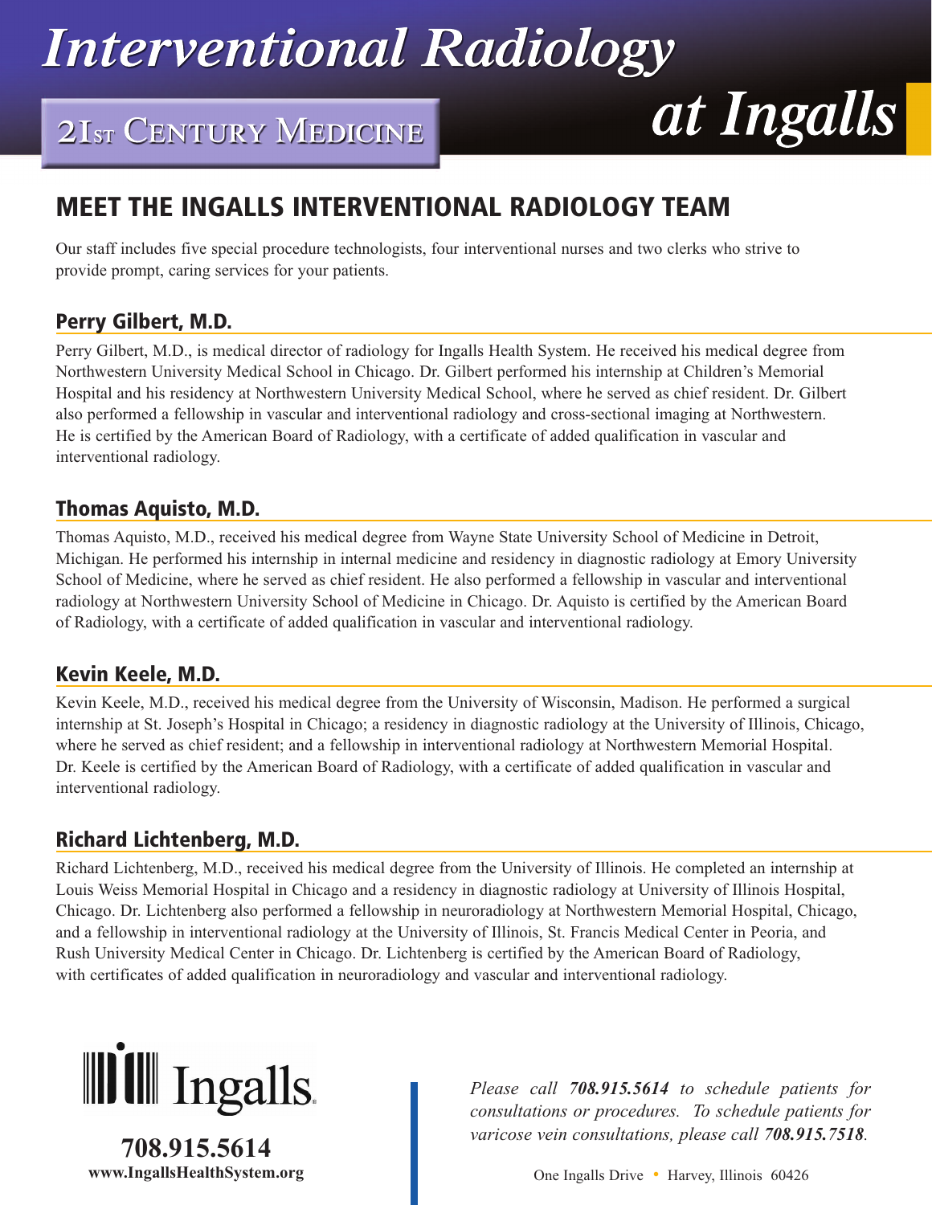# Interventional Radiology at Ingalls

**21ST CENTURY MEDICINE**

## MEET THE INGALLS INTERVENTIONAL RADIOLOGY TEAM

Our staff includes five special procedure technologists, four interventional nurses and two clerks who strive to provide prompt, caring services for your patients.

### Perry Gilbert, M.D.

Perry Gilbert, M.D., is medical director of radiology for Ingalls Health System. He received his medical degree from Northwestern University Medical School in Chicago. Dr. Gilbert performed his internship at Children's Memorial Hospital and his residency at Northwestern University Medical School, where he served as chief resident. Dr. Gilbert also performed a fellowship in vascular and interventional radiology and cross-sectional imaging at Northwestern. He is certified by the American Board of Radiology, with a certificate of added qualification in vascular and interventional radiology.

### Thomas Aquisto, M.D.

Thomas Aquisto, M.D., received his medical degree from Wayne State University School of Medicine in Detroit, Michigan. He performed his internship in internal medicine and residency in diagnostic radiology at Emory University School of Medicine, where he served as chief resident. He also performed a fellowship in vascular and interventional radiology at Northwestern University School of Medicine in Chicago. Dr. Aquisto is certified by the American Board of Radiology, with a certificate of added qualification in vascular and interventional radiology.

### Kevin Keele, M.D.

Kevin Keele, M.D., received his medical degree from the University of Wisconsin, Madison. He performed a surgical internship at St. Joseph's Hospital in Chicago; a residency in diagnostic radiology at the University of Illinois, Chicago, where he served as chief resident; and a fellowship in interventional radiology at Northwestern Memorial Hospital. Dr. Keele is certified by the American Board of Radiology, with a certificate of added qualification in vascular and interventional radiology.

### Richard Lichtenberg, M.D.

Richard Lichtenberg, M.D., received his medical degree from the University of Illinois. He completed an internship at Louis Weiss Memorial Hospital in Chicago and a residency in diagnostic radiology at University of Illinois Hospital, Chicago. Dr. Lichtenberg also performed a fellowship in neuroradiology at Northwestern Memorial Hospital, Chicago, and a fellowship in interventional radiology at the University of Illinois, St. Francis Medical Center in Peoria, and Rush University Medical Center in Chicago. Dr. Lichtenberg is certified by the American Board of Radiology, with certificates of added qualification in neuroradiology and vascular and interventional radiology.

Ingalls

**708.915.5614**
**www.IngallsHealthSystem.org**

*Please call **708.915.5614** to schedule patients for consultations or procedures. To schedule patients for varicose vein consultations, please call **708.915.7518**.*

One Ingalls Drive • Harvey, Illinois 60426